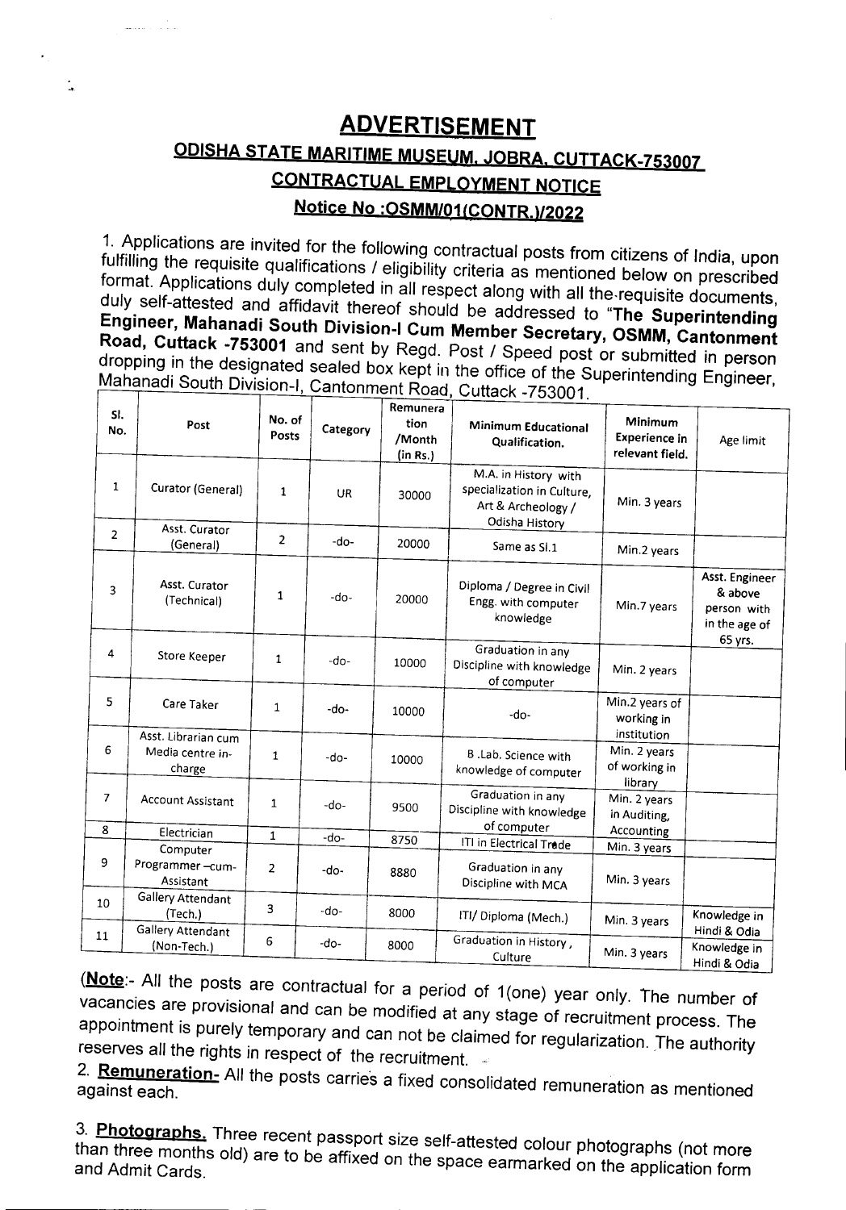# ADVERTISEMENT

## ODISHA STATE MARITIME MUSEUM, JOBRA, CUTTACK-753007

## CONTRACTUAL EMPLOYMENT NOTICE

## Notice No :OSMM/01(CONTR.)/2022

1. Applications are invited for the following contractual posts from citizens of India, upon fulfilling the requisite qualifications / eligibility criteria as mentioned below on prescribed format. Applications duly completed in all respect along with all the requisite documents, duly self-attested and affidavit thereof should be addressed to "**The Superintending Engineer, Mahanadi South Division-I Cum Member Secretary, OSMM, Cantonment Road, Cuttack -753001** and sent by Regd. Post / Speed post or submitted in person dropping in the designated sealed box kept in the office of the Superintending Engineer, Mahanadi South Division-I, Cantonment Road, Cuttack -753001.

| Sl. No. | Post | No. of Posts | Category | Remuneration /Month (in Rs.) | Minimum Educational Qualification. | Minimum Experience in relevant field. | Age limit |
|---|---|---|---|---|---|---|---|
| 1 | Curator (General) | 1 | UR | 30000 | M.A. in History with specialization in Culture, Art & Archeology / Odisha History | Min. 3 years | |
| 2 | Asst. Curator (General) | 2 | -do- | 20000 | Same as Sl.1 | Min.2 years | |
| 3 | Asst. Curator (Technical) | 1 | -do- | 20000 | Diploma / Degree in Civil Engg. with computer knowledge | Min.7 years | Asst. Engineer & above person with in the age of 65 yrs. |
| 4 | Store Keeper | 1 | -do- | 10000 | Graduation in any Discipline with knowledge of computer | Min. 2 years | |
| 5 | Care Taker | 1 | -do- | 10000 | -do- | Min.2 years of working in institution | |
| 6 | Asst. Librarian cum Media centre in-charge | 1 | -do- | 10000 | B .Lab. Science with knowledge of computer | Min. 2 years of working in library | |
| 7 | Account Assistant | 1 | -do- | 9500 | Graduation in any Discipline with knowledge of computer | Min. 2 years in Auditing, Accounting | |
| 8 | Electrician | 1 | -do- | 8750 | ITI in Electrical Trade | Min. 3 years | |
| 9 | Computer Programmer –cum-Assistant | 2 | -do- | 8880 | Graduation in any Discipline with MCA | Min. 3 years | |
| 10 | Gallery Attendant (Tech.) | 3 | -do- | 8000 | ITI/ Diploma (Mech.) | Min. 3 years | Knowledge in Hindi & Odia |
| 11 | Gallery Attendant (Non-Tech.) | 6 | -do- | 8000 | Graduation in History, Culture | Min. 3 years | Knowledge in Hindi & Odia |

(**Note**:- All the posts are contractual for a period of 1(one) year only. The number of vacancies are provisional and can be modified at any stage of recruitment process. The appointment is purely temporary and can not be claimed for regularization. The authority reserves all the rights in respect of the recruitment.

2. **Remuneration-** All the posts carries a fixed consolidated remuneration as mentioned against each.

3. **Photographs.** Three recent passport size self-attested colour photographs (not more than three months old) are to be affixed on the space earmarked on the application form and Admit Cards.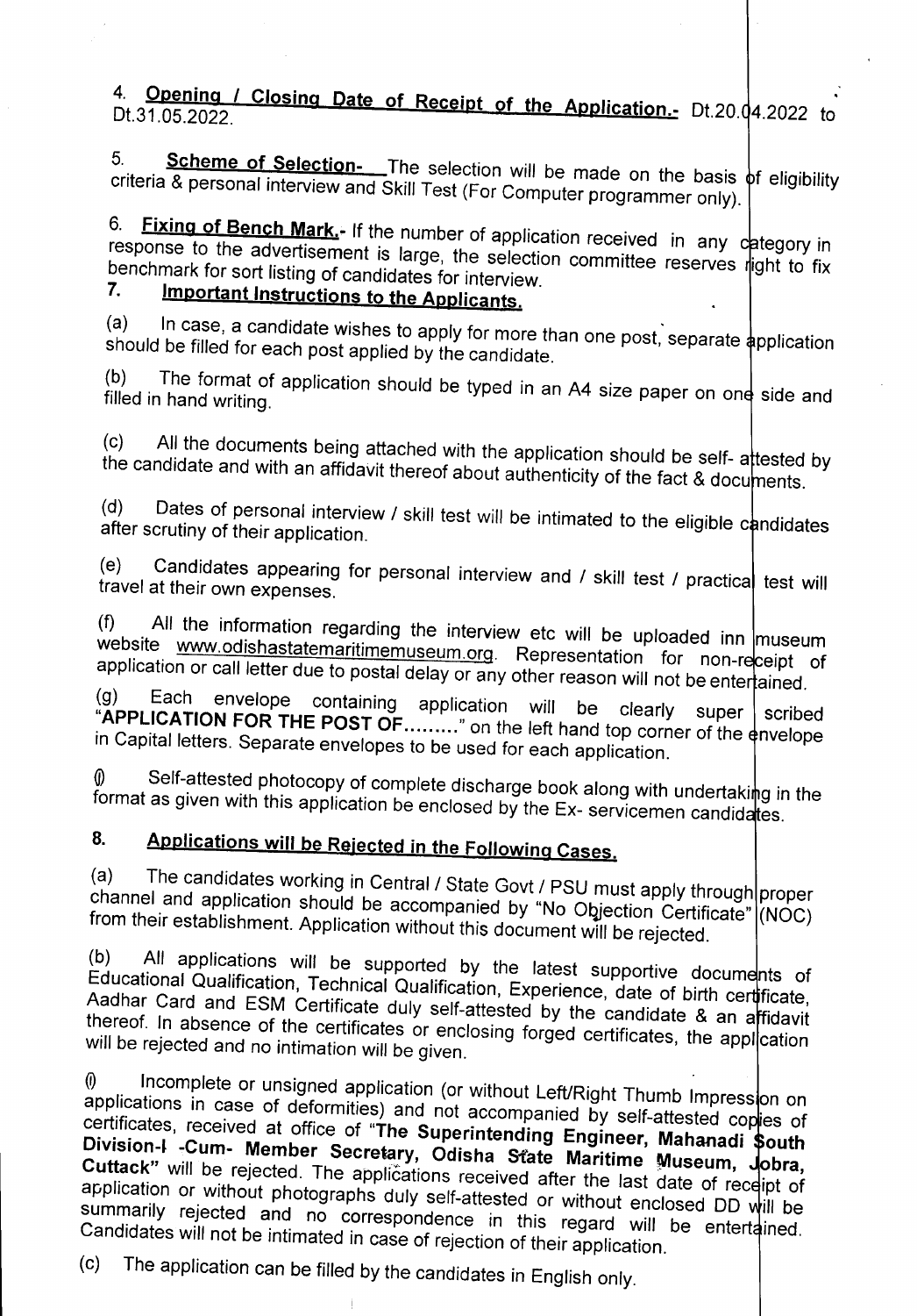4. **Opening / Closing Date of Receipt of the Application.-** Dt.20.04.2022 to Dt.31.05.2022.

5. **Scheme of Selection-** The selection will be made on the basis of eligibility criteria & personal interview and Skill Test (For Computer programmer only).

6. **Fixing of Bench Mark.-** If the number of application received in any category in response to the advertisement is large, the selection committee reserves right to fix benchmark for sort listing of candidates for interview.

7. **Important Instructions to the Applicants.**

(a) In case, a candidate wishes to apply for more than one post, separate application should be filled for each post applied by the candidate.

(b) The format of application should be typed in an A4 size paper on one side and filled in hand writing.

(c) All the documents being attached with the application should be self- attested by the candidate and with an affidavit thereof about authenticity of the fact & documents.

(d) Dates of personal interview / skill test will be intimated to the eligible candidates after scrutiny of their application.

(e) Candidates appearing for personal interview and / skill test / practical test will travel at their own expenses.

(f) All the information regarding the interview etc will be uploaded inn museum website www.odishastatemaritimemuseum.org. Representation for non-receipt of application or call letter due to postal delay or any other reason will not be entertained.

(g) Each envelope containing application will be clearly super scribed "**APPLICATION FOR THE POST OF………**" on the left hand top corner of the envelope in Capital letters. Separate envelopes to be used for each application.

(i) Self-attested photocopy of complete discharge book along with undertaking in the format as given with this application be enclosed by the Ex- servicemen candidates.

8. **Applications will be Rejected in the Following Cases.**

(a) The candidates working in Central / State Govt / PSU must apply through proper channel and application should be accompanied by "No Objection Certificate" (NOC) from their establishment. Application without this document will be rejected.

(b) All applications will be supported by the latest supportive documents of Educational Qualification, Technical Qualification, Experience, date of birth certificate, Aadhar Card and ESM Certificate duly self-attested by the candidate & an affidavit thereof. In absence of the certificates or enclosing forged certificates, the application will be rejected and no intimation will be given.

(i) Incomplete or unsigned application (or without Left/Right Thumb Impression on applications in case of deformities) and not accompanied by self-attested copies of certificates, received at office of "**The Superintending Engineer, Mahanadi South Division-I -Cum- Member Secretary, Odisha State Maritime Museum, Jobra, Cuttack**" will be rejected. The applications received after the last date of receipt of application or without photographs duly self-attested or without enclosed DD will be summarily rejected and no correspondence in this regard will be entertained. Candidates will not be intimated in case of rejection of their application.

(c) The application can be filled by the candidates in English only.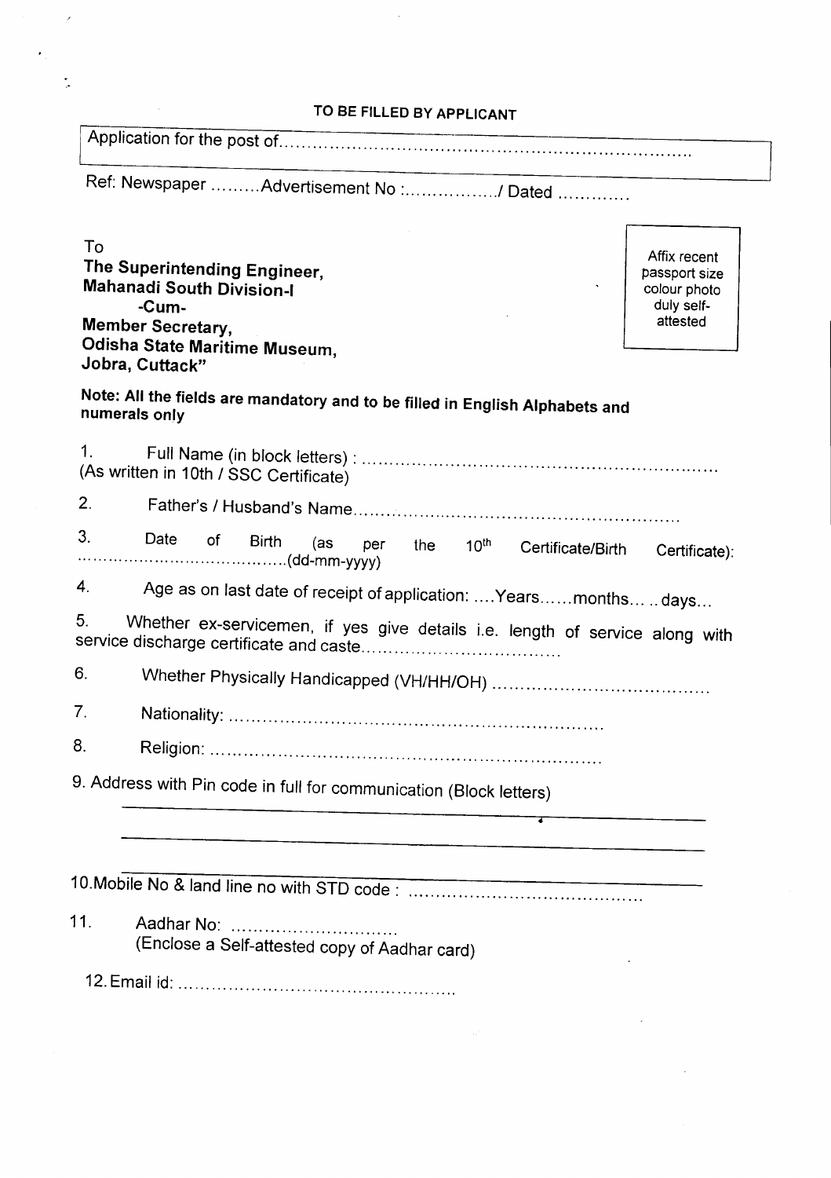### TO BE FILLED BY APPLICANT

Application for the post of........................................................................

Ref: Newspaper .........Advertisement No :................./ Dated ............

To
**The Superintending Engineer,**
**Mahanadi South Division-I**
**-Cum-**
**Member Secretary,**
**Odisha State Maritime Museum,**
**Jobra, Cuttack"**

Affix recent passport size colour photo duly self-attested

**Note: All the fields are mandatory and to be filled in English Alphabets and numerals only**

1. Full Name (in block letters) : ..............................................................
(As written in 10th / SSC Certificate)

2. Father's / Husband's Name.........................................................

3. Date of Birth (as per the 10th Certificate/Birth Certificate): .........................................(dd-mm-yyyy)

4. Age as on last date of receipt of application: ....Years......months... ..days...

5. Whether ex-servicemen, if yes give details i.e. length of service along with service discharge certificate and caste...................................

6. Whether Physically Handicapped (VH/HH/OH) ......................................

7. Nationality: ..................................................................

8. Religion: ....................................................................

9. Address with Pin code in full for communication (Block letters)

_______________________________________________

_______________________________________________

_______________________________________________

10. Mobile No & land line no with STD code : .........................................

11. Aadhar No: ..............................
(Enclose a Self-attested copy of Aadhar card)

12. Email id: ................................................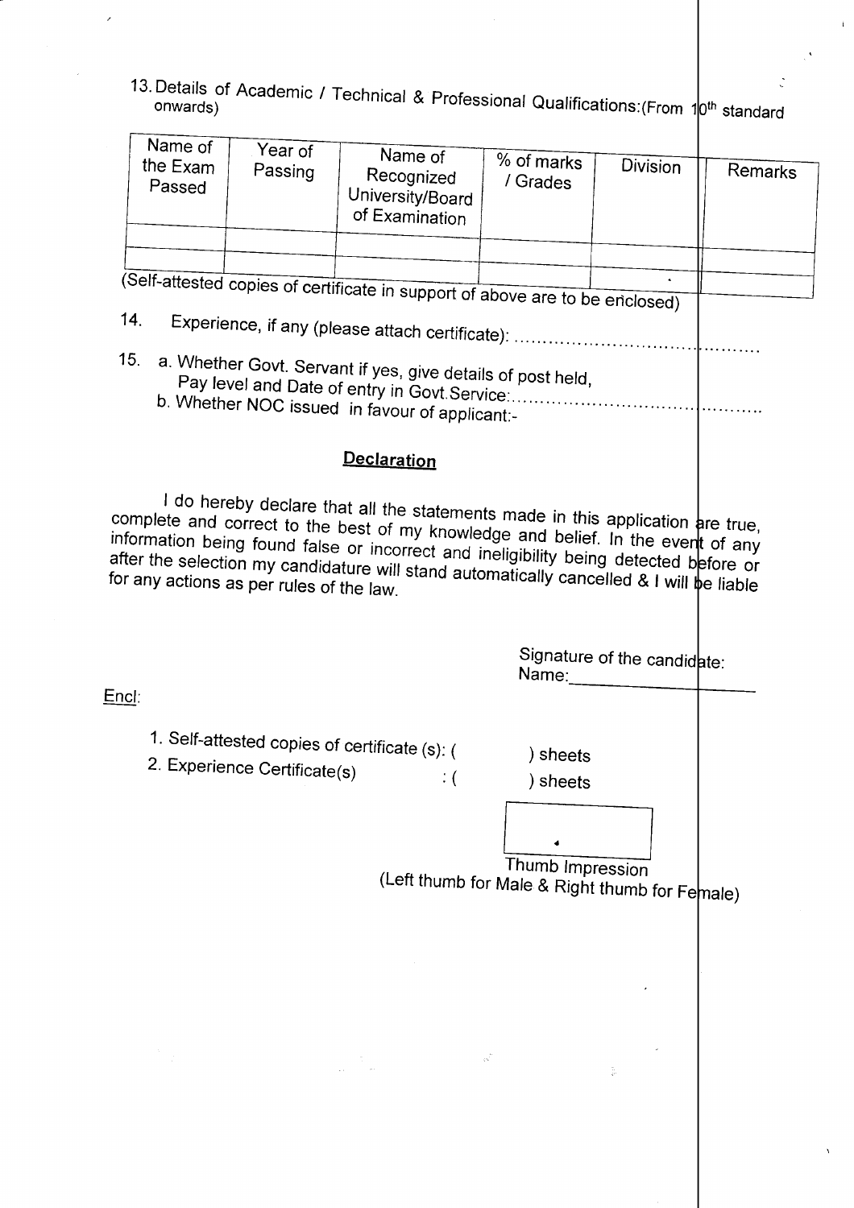13. Details of Academic / Technical & Professional Qualifications:(From 10th standard onwards)

| Name of the Exam Passed | Year of Passing | Name of Recognized University/Board of Examination | % of marks / Grades | Division | Remarks |
|---|---|---|---|---|---|
| | | | | | |
| | | | | | |

(Self-attested copies of certificate in support of above are to be enclosed)

14. Experience, if any (please attach certificate): ........................................

15. a. Whether Govt. Servant if yes, give details of post held, Pay level and Date of entry in Govt.Service:........................................
    b. Whether NOC issued in favour of applicant:-

## Declaration

I do hereby declare that all the statements made in this application are true, complete and correct to the best of my knowledge and belief. In the event of any information being found false or incorrect and ineligibility being detected before or after the selection my candidature will stand automatically cancelled & I will be liable for any actions as per rules of the law.

Signature of the candidate:
Name:____________________

Encl:

1. Self-attested copies of certificate (s): (          ) sheets
2. Experience Certificate(s)                 : (          ) sheets

Thumb Impression
(Left thumb for Male & Right thumb for Female)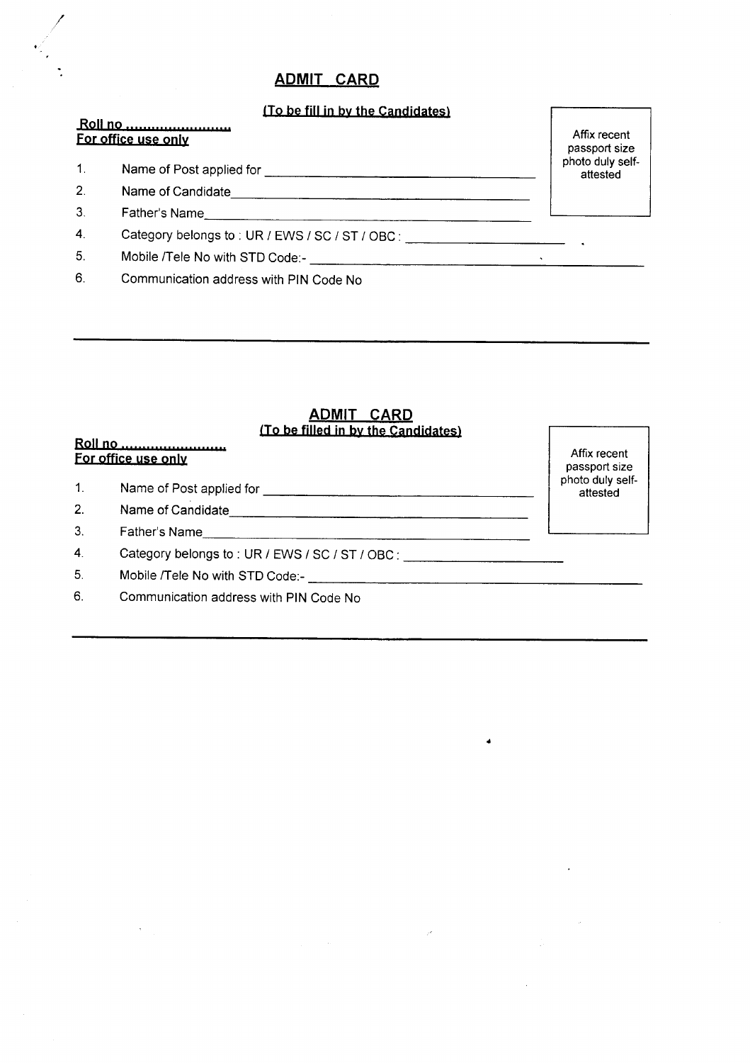## ADMIT CARD

(To be fill in by the Candidates)

Roll no ........................

For office use only

Affix recent passport size photo duly self-attested

1. Name of Post applied for ____________________
2. Name of Candidate ____________________
3. Father's Name ____________________
4. Category belongs to : UR / EWS / SC / ST / OBC : ____________________
5. Mobile /Tele No with STD Code:- ____________________
6. Communication address with PIN Code No

---

## ADMIT CARD

(To be filled in by the Candidates)

Roll no ........................

For office use only

Affix recent passport size photo duly self-attested

1. Name of Post applied for ____________________
2. Name of Candidate ____________________
3. Father's Name ____________________
4. Category belongs to : UR / EWS / SC / ST / OBC : ____________________
5. Mobile /Tele No with STD Code:- ____________________
6. Communication address with PIN Code No

---